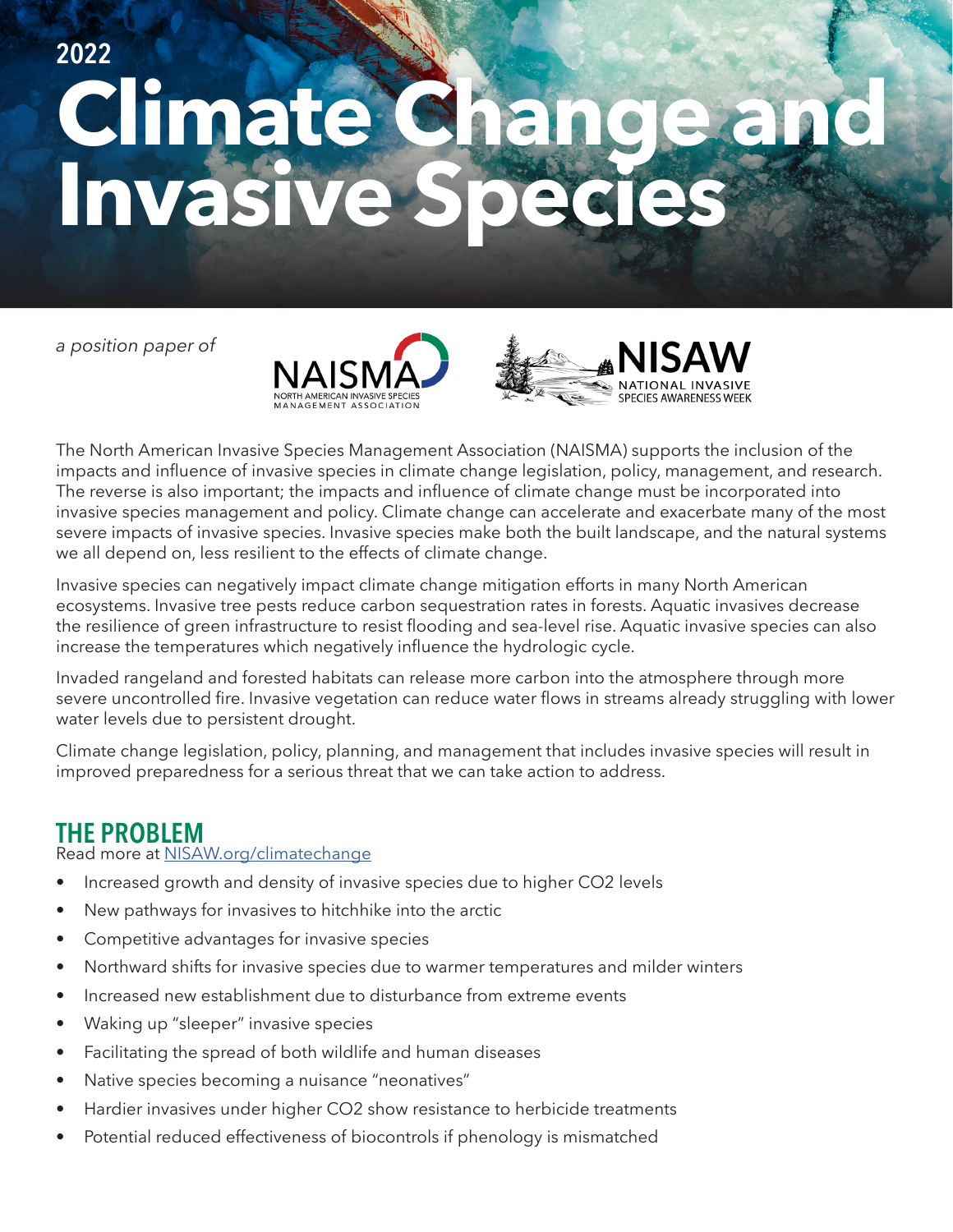2022

# Climate Change and Invasive Species

*a position paper of*

NAISMA NORTH AMERICAN INVASIVE SPECIES MANAGEMENT ASSOCIATION

NISAW NATIONAL INVASIVE SPECIES AWARENESS WEEK

The North American Invasive Species Management Association (NAISMA) supports the inclusion of the impacts and influence of invasive species in climate change legislation, policy, management, and research. The reverse is also important; the impacts and influence of climate change must be incorporated into invasive species management and policy. Climate change can accelerate and exacerbate many of the most severe impacts of invasive species. Invasive species make both the built landscape, and the natural systems we all depend on, less resilient to the effects of climate change.

Invasive species can negatively impact climate change mitigation efforts in many North American ecosystems. Invasive tree pests reduce carbon sequestration rates in forests. Aquatic invasives decrease the resilience of green infrastructure to resist flooding and sea-level rise. Aquatic invasive species can also increase the temperatures which negatively influence the hydrologic cycle.

Invaded rangeland and forested habitats can release more carbon into the atmosphere through more severe uncontrolled fire. Invasive vegetation can reduce water flows in streams already struggling with lower water levels due to persistent drought.

Climate change legislation, policy, planning, and management that includes invasive species will result in improved preparedness for a serious threat that we can take action to address.

## THE PROBLEM

Read more at [NISAW.org/climatechange](NISAW.org/climatechange)

- Increased growth and density of invasive species due to higher $CO_2$ levels
- New pathways for invasives to hitchhike into the arctic
- Competitive advantages for invasive species
- Northward shifts for invasive species due to warmer temperatures and milder winters
- Increased new establishment due to disturbance from extreme events
- Waking up "sleeper" invasive species
- Facilitating the spread of both wildlife and human diseases
- Native species becoming a nuisance "neonatives"
- Hardier invasives under higher $CO_2$ show resistance to herbicide treatments
- Potential reduced effectiveness of biocontrols if phenology is mismatched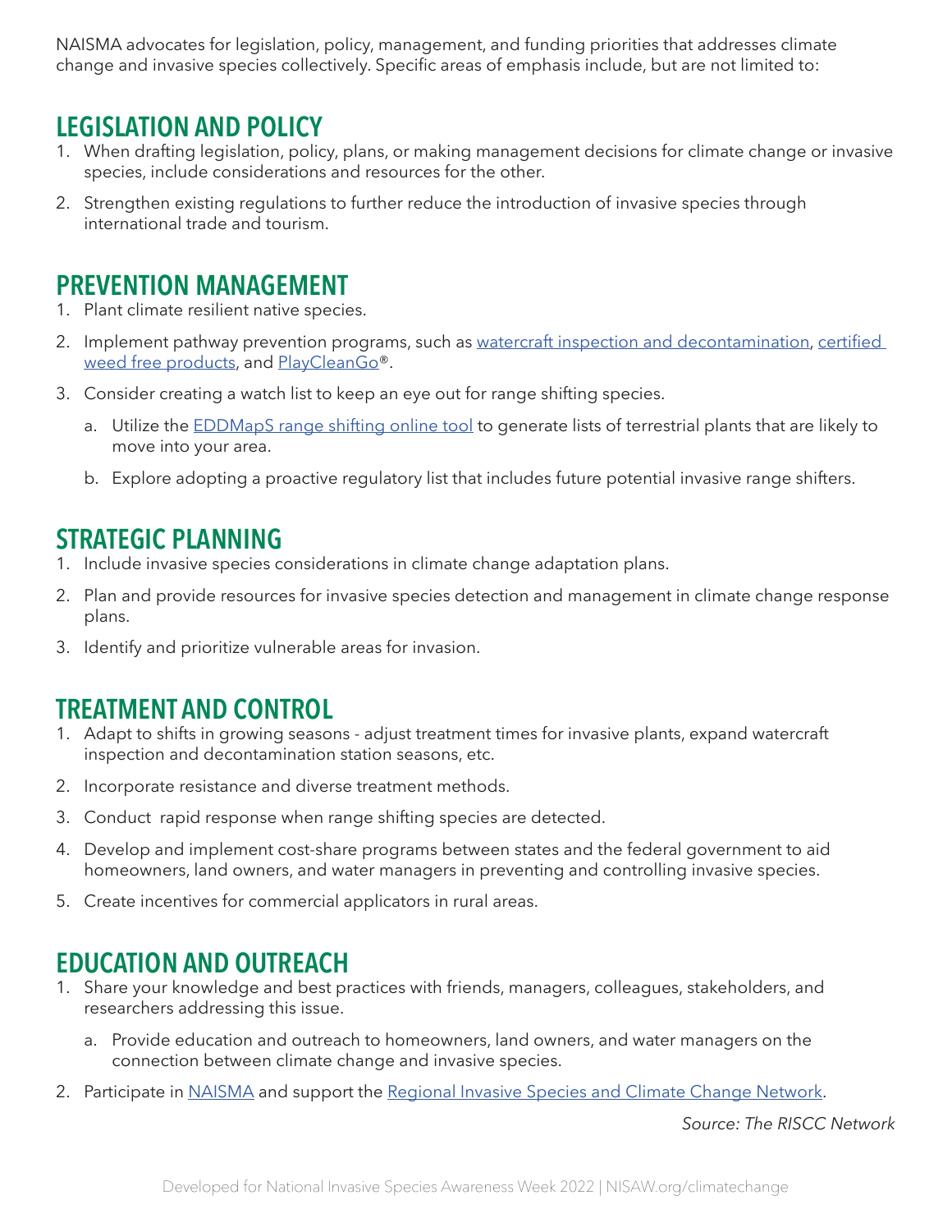NAISMA advocates for legislation, policy, management, and funding priorities that addresses climate change and invasive species collectively. Specific areas of emphasis include, but are not limited to:

## LEGISLATION AND POLICY

1. When drafting legislation, policy, plans, or making management decisions for climate change or invasive species, include considerations and resources for the other.
2. Strengthen existing regulations to further reduce the introduction of invasive species through international trade and tourism.

## PREVENTION MANAGEMENT

1. Plant climate resilient native species.
2. Implement pathway prevention programs, such as watercraft inspection and decontamination, certified weed free products, and PlayCleanGo®.
3. Consider creating a watch list to keep an eye out for range shifting species.
   a. Utilize the EDDMapS range shifting online tool to generate lists of terrestrial plants that are likely to move into your area.
   b. Explore adopting a proactive regulatory list that includes future potential invasive range shifters.

## STRATEGIC PLANNING

1. Include invasive species considerations in climate change adaptation plans.
2. Plan and provide resources for invasive species detection and management in climate change response plans.
3. Identify and prioritize vulnerable areas for invasion.

## TREATMENT AND CONTROL

1. Adapt to shifts in growing seasons - adjust treatment times for invasive plants, expand watercraft inspection and decontamination station seasons, etc.
2. Incorporate resistance and diverse treatment methods.
3. Conduct rapid response when range shifting species are detected.
4. Develop and implement cost-share programs between states and the federal government to aid homeowners, land owners, and water managers in preventing and controlling invasive species.
5. Create incentives for commercial applicators in rural areas.

## EDUCATION AND OUTREACH

1. Share your knowledge and best practices with friends, managers, colleagues, stakeholders, and researchers addressing this issue.
   a. Provide education and outreach to homeowners, land owners, and water managers on the connection between climate change and invasive species.
2. Participate in NAISMA and support the Regional Invasive Species and Climate Change Network.

*Source: The RISCC Network*

Developed for National Invasive Species Awareness Week 2022 | NISAW.org/climatechange